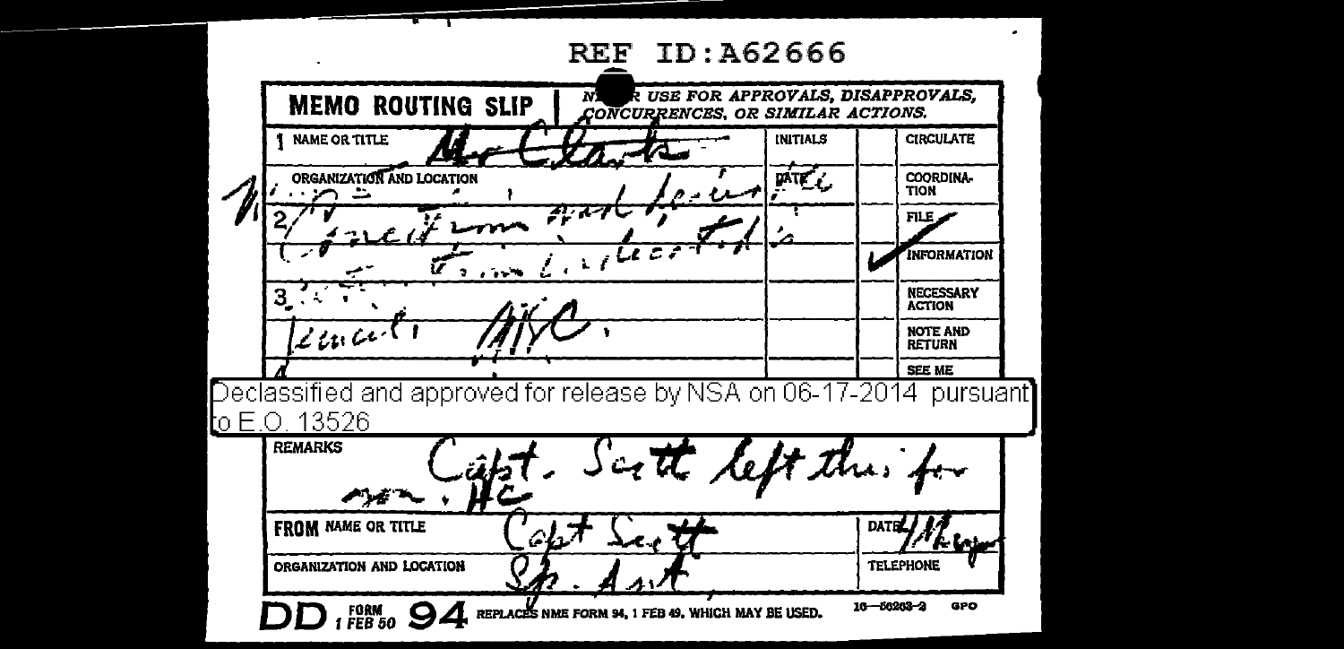REF ID:A62666

**MEMO ROUTING SLIP** | NEVER USE FOR APPROVALS, DISAPPROVALS, CONCURRENCES, OR SIMILAR ACTIONS.

| | INITIALS | | |
|---|---|---|---|
| 1 NAME OR TITLE Mr Clark | INITIALS | | CIRCULATE |
| ORGANIZATION AND LOCATION | DATE | | COORDINATION |
| 2 | | | FILE |
| | | ✓ | INFORMATION |
| 3 | | | NECESSARY ACTION |
| | | | NOTE AND RETURN |
| 4 | | | SEE ME |

Declassified and approved for release by NSA on 06-17-2014 pursuant to E.O. 13526

**REMARKS** Capt. Scott left this for
HC

| | |
|---|---|
| **FROM** NAME OR TITLE Capt Scott | DATE |
| ORGANIZATION AND LOCATION Sp. Asst. | TELEPHONE |

**DD** FORM 1 FEB 50 **94** REPLACES NME FORM 94, 1 FEB 49, WHICH MAY BE USED. 16—50203-2 GPO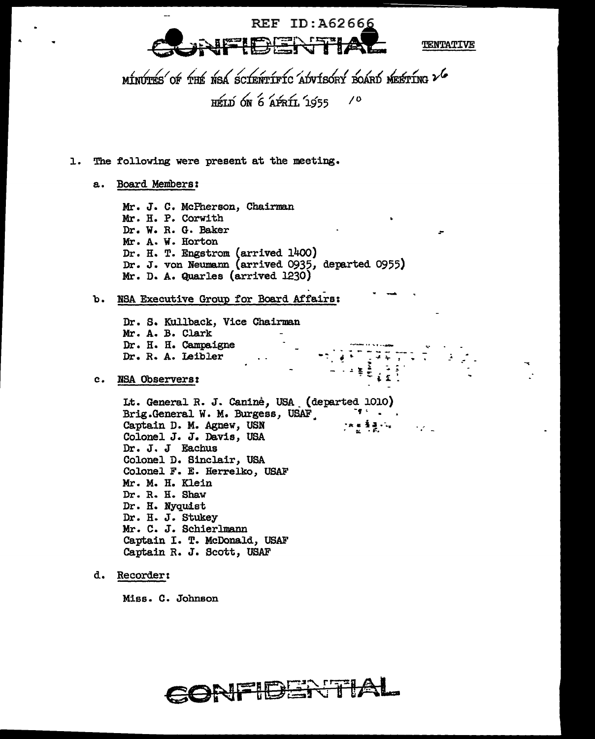REF ID:A62666

CONFIDENTIAL

TENTATIVE

# MINUTES OF THE NSA SCIENTIFIC ADVISORY BOARD MEETING

HELD ON 6 APRIL 1955

1. The following were present at the meeting.

   a. Board Members:

      Mr. J. C. McPherson, Chairman
      Mr. H. P. Corwith
      Dr. W. R. G. Baker
      Mr. A. W. Horton
      Dr. H. T. Engstrom (arrived 1400)
      Dr. J. von Neumann (arrived 0935, departed 0955)
      Mr. D. A. Quarles (arrived 1230)

   b. NSA Executive Group for Board Affairs:

      Dr. S. Kullback, Vice Chairman
      Mr. A. B. Clark
      Dr. H. H. Campaigne
      Dr. R. A. Leibler

   c. NSA Observers:

      Lt. General R. J. Caniné, USA (departed 1010)
      Brig.General W. M. Burgess, USAF
      Captain D. M. Agnew, USN
      Colonel J. J. Davis, USA
      Dr. J. J Eachus
      Colonel D. Sinclair, USA
      Colonel F. E. Herrelko, USAF
      Mr. M. H. Klein
      Dr. R. H. Shaw
      Dr. H. Nyquist
      Dr. H. J. Stukey
      Mr. C. J. Schierlmann
      Captain I. T. McDonald, USAF
      Captain R. J. Scott, USAF

   d. Recorder:

      Miss. C. Johnson

CONFIDENTIAL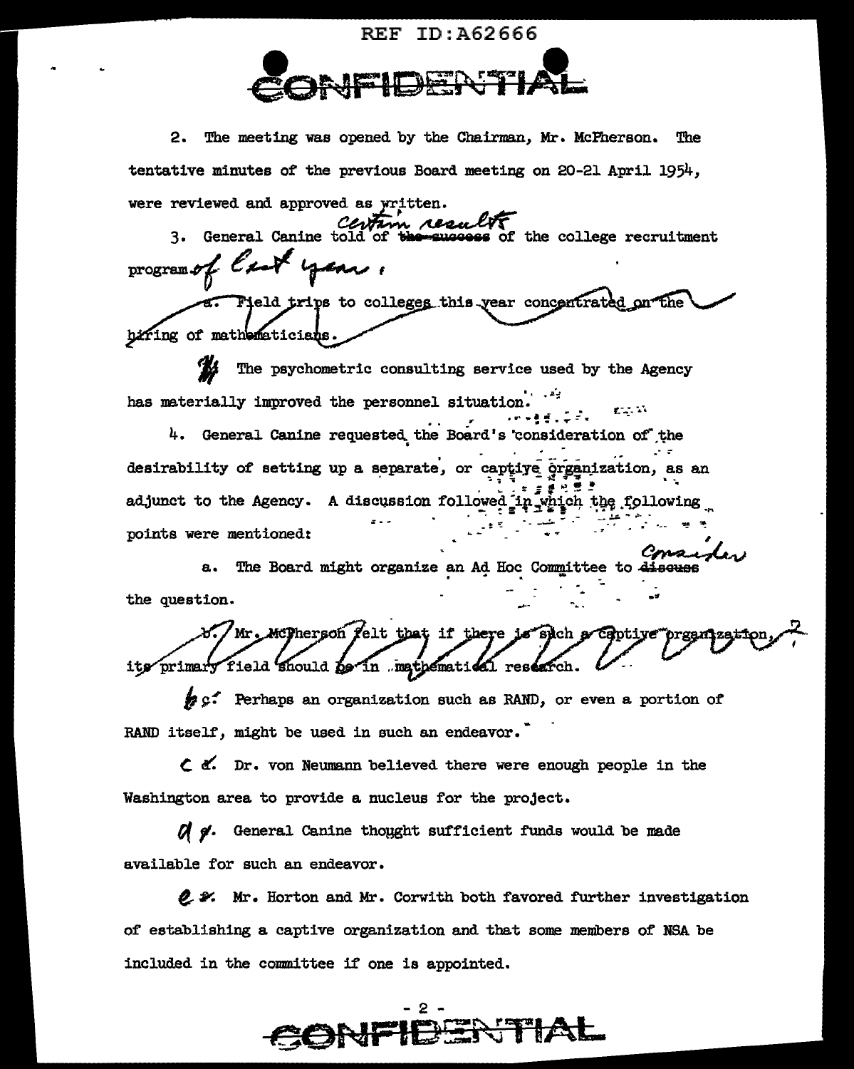2. The meeting was opened by the Chairman, Mr. McPherson. The tentative minutes of the previous Board meeting on 20-21 April 1954, were reviewed and approved as written.

3. General Canine told of certain results of the college recruitment program of last year.

The psychometric consulting service used by the Agency has materially improved the personnel situation.

4. General Canine requested the Board's consideration of the desirability of setting up a separate, or captive organization, as an adjunct to the Agency. A discussion followed in which the following points were mentioned:

a. The Board might organize an Ad Hoc Committee to consider the question.

b. Perhaps an organization such as RAND, or even a portion of RAND itself, might be used in such an endeavor.

c. Dr. von Neumann believed there were enough people in the Washington area to provide a nucleus for the project.

d. General Canine thought sufficient funds would be made available for such an endeavor.

e. Mr. Horton and Mr. Corwith both favored further investigation of establishing a captive organization and that some members of NSA be included in the committee if one is appointed.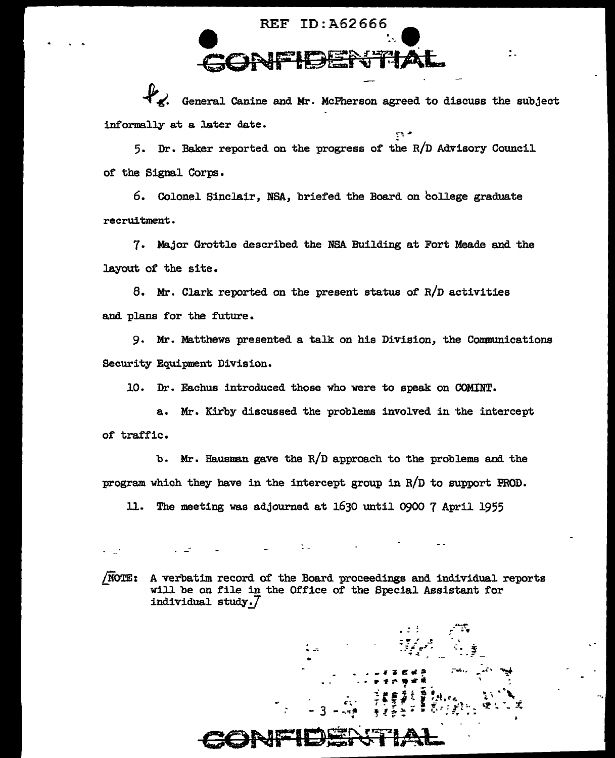REF ID:A62666

CONFIDENTIAL

4. General Canine and Mr. McPherson agreed to discuss the subject informally at a later date.

5. Dr. Baker reported on the progress of the R/D Advisory Council of the Signal Corps.

6. Colonel Sinclair, NSA, briefed the Board on college graduate recruitment.

7. Major Grottle described the NSA Building at Fort Meade and the layout of the site.

8. Mr. Clark reported on the present status of R/D activities and plans for the future.

9. Mr. Matthews presented a talk on his Division, the Communications Security Equipment Division.

10. Dr. Eachus introduced those who were to speak on COMINT.

a. Mr. Kirby discussed the problems involved in the intercept of traffic.

b. Mr. Hausman gave the R/D approach to the problems and the program which they have in the intercept group in R/D to support PROD.

11. The meeting was adjourned at 1630 until 0900 7 April 1955

/NOTE: A verbatim record of the Board proceedings and individual reports will be on file in the Office of the Special Assistant for individual study./

CONFIDENTIAL